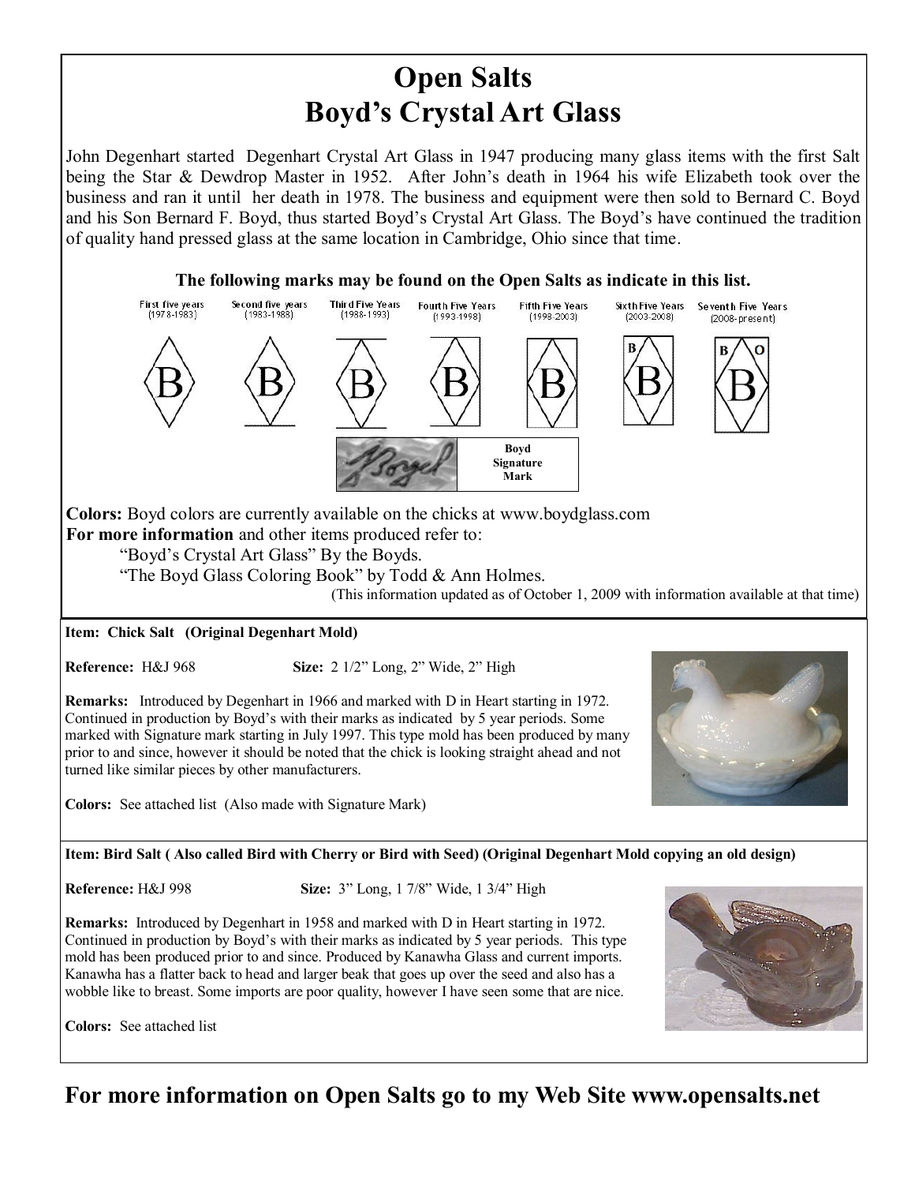# Open Salts
# Boyd's Crystal Art Glass

John Degenhart started Degenhart Crystal Art Glass in 1947 producing many glass items with the first Salt being the Star & Dewdrop Master in 1952. After John's death in 1964 his wife Elizabeth took over the business and ran it until her death in 1978. The business and equipment were then sold to Bernard C. Boyd and his Son Bernard F. Boyd, thus started Boyd's Crystal Art Glass. The Boyd's have continued the tradition of quality hand pressed glass at the same location in Cambridge, Ohio since that time.

**The following marks may be found on the Open Salts as indicate in this list.**

| First five years (1978-1983) | Second five years (1983-1988) | Third Five Years (1988-1993) | Fourth Five Years (1993-1998) | Fifth Five Years (1998-2003) | Sixth Five Years (2003-2008) | Seventh Five Years (2008-present) |
|---|---|---|---|---|---|---|
| B | B | B | B | B | B B | B B O |

Boyd Signature Mark

**Colors:** Boyd colors are currently available on the chicks at www.boydglass.com

**For more information** and other items produced refer to:

"Boyd's Crystal Art Glass" By the Boyds.

"The Boyd Glass Coloring Book" by Todd & Ann Holmes.

(This information updated as of October 1, 2009 with information available at that time)

**Item: Chick Salt (Original Degenhart Mold)**

**Reference:** H&J 968 **Size:** 2 1/2" Long, 2" Wide, 2" High

**Remarks:** Introduced by Degenhart in 1966 and marked with D in Heart starting in 1972. Continued in production by Boyd's with their marks as indicated by 5 year periods. Some marked with Signature mark starting in July 1997. This type mold has been produced by many prior to and since, however it should be noted that the chick is looking straight ahead and not turned like similar pieces by other manufacturers.

**Colors:** See attached list (Also made with Signature Mark)

**Item: Bird Salt ( Also called Bird with Cherry or Bird with Seed) (Original Degenhart Mold copying an old design)**

**Reference:** H&J 998 **Size:** 3" Long, 1 7/8" Wide, 1 3/4" High

**Remarks:** Introduced by Degenhart in 1958 and marked with D in Heart starting in 1972. Continued in production by Boyd's with their marks as indicated by 5 year periods. This type mold has been produced prior to and since. Produced by Kanawha Glass and current imports. Kanawha has a flatter back to head and larger beak that goes up over the seed and also has a wobble like to breast. Some imports are poor quality, however I have seen some that are nice.

**Colors:** See attached list

**For more information on Open Salts go to my Web Site www.opensalts.net**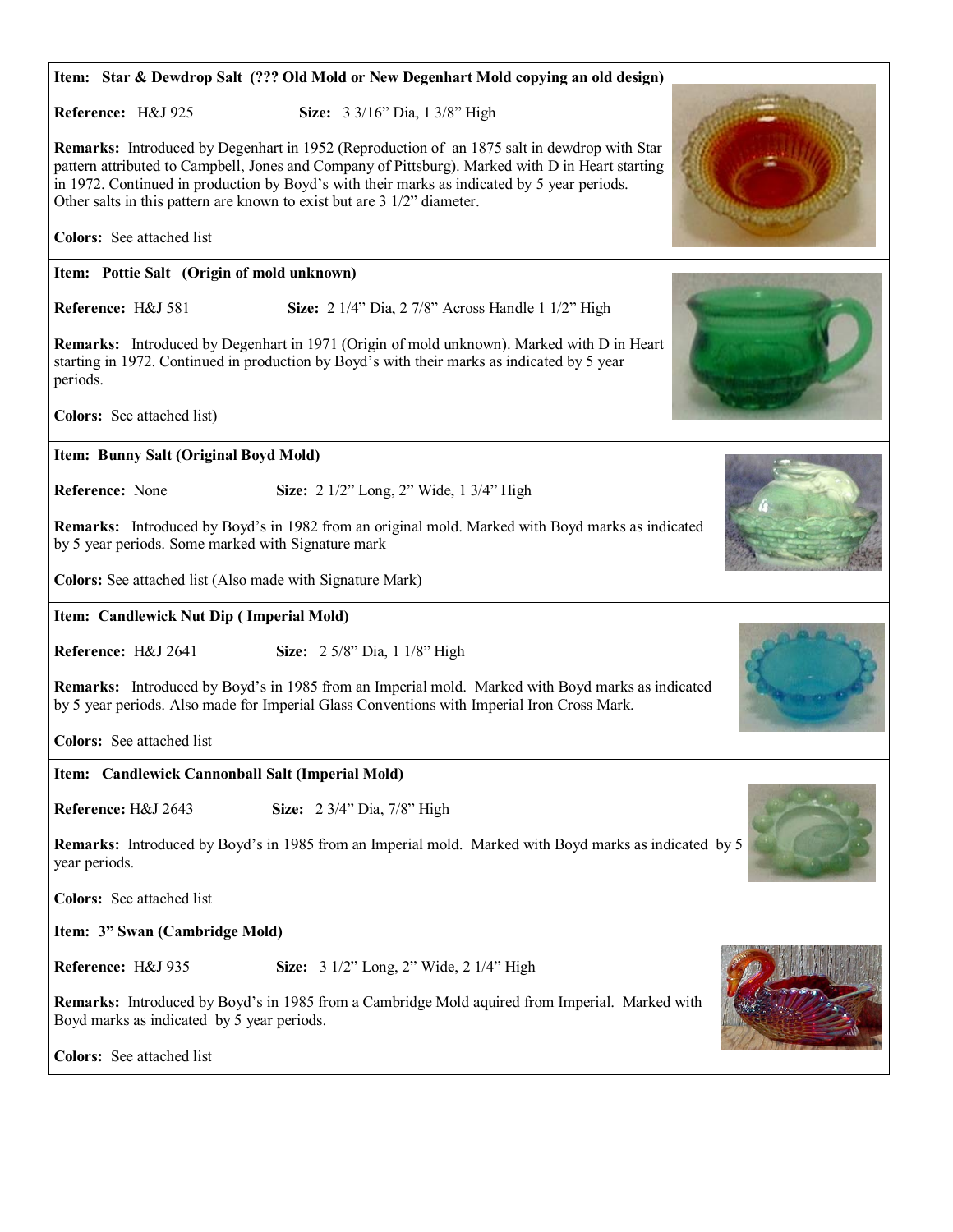**Item: Star & Dewdrop Salt (??? Old Mold or New Degenhart Mold copying an old design)**

**Reference:** H&J 925 **Size:** 3 3/16" Dia, 1 3/8" High

**Remarks:** Introduced by Degenhart in 1952 (Reproduction of an 1875 salt in dewdrop with Star pattern attributed to Campbell, Jones and Company of Pittsburg). Marked with D in Heart starting in 1972. Continued in production by Boyd's with their marks as indicated by 5 year periods. Other salts in this pattern are known to exist but are 3 1/2" diameter.

**Colors:** See attached list

---

**Item: Pottie Salt (Origin of mold unknown)**

**Reference:** H&J 581 **Size:** 2 1/4" Dia, 2 7/8" Across Handle 1 1/2" High

**Remarks:** Introduced by Degenhart in 1971 (Origin of mold unknown). Marked with D in Heart starting in 1972. Continued in production by Boyd's with their marks as indicated by 5 year periods.

**Colors:** See attached list)

---

**Item: Bunny Salt (Original Boyd Mold)**

**Reference:** None **Size:** 2 1/2" Long, 2" Wide, 1 3/4" High

**Remarks:** Introduced by Boyd's in 1982 from an original mold. Marked with Boyd marks as indicated by 5 year periods. Some marked with Signature mark

**Colors:** See attached list (Also made with Signature Mark)

---

**Item: Candlewick Nut Dip ( Imperial Mold)**

**Reference:** H&J 2641 **Size:** 2 5/8" Dia, 1 1/8" High

**Remarks:** Introduced by Boyd's in 1985 from an Imperial mold. Marked with Boyd marks as indicated by 5 year periods. Also made for Imperial Glass Conventions with Imperial Iron Cross Mark.

**Colors:** See attached list

---

**Item: Candlewick Cannonball Salt (Imperial Mold)**

**Reference:** H&J 2643 **Size:** 2 3/4" Dia, 7/8" High

**Remarks:** Introduced by Boyd's in 1985 from an Imperial mold. Marked with Boyd marks as indicated by 5 year periods.

**Colors:** See attached list

---

**Item: 3" Swan (Cambridge Mold)**

**Reference:** H&J 935 **Size:** 3 1/2" Long, 2" Wide, 2 1/4" High

**Remarks:** Introduced by Boyd's in 1985 from a Cambridge Mold aquired from Imperial. Marked with Boyd marks as indicated by 5 year periods.

**Colors:** See attached list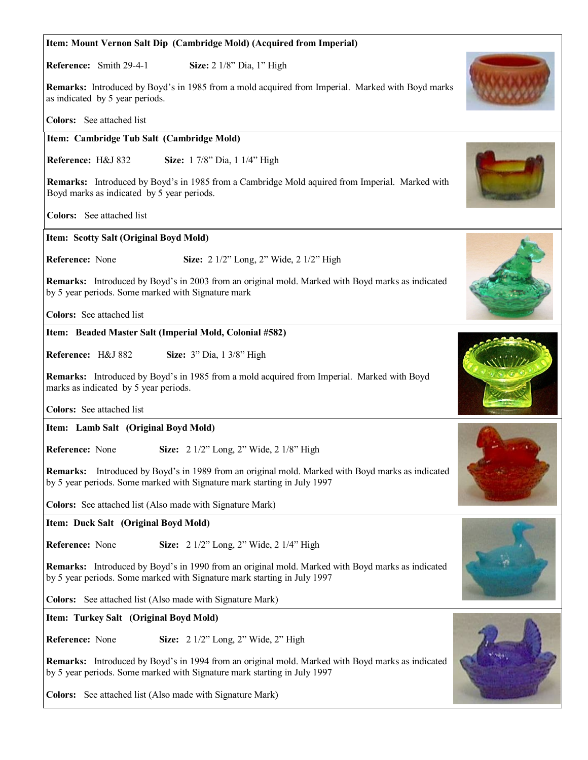**Item: Mount Vernon Salt Dip (Cambridge Mold) (Acquired from Imperial)**

**Reference:** Smith 29-4-1 **Size:** 2 1/8" Dia, 1" High

**Remarks:** Introduced by Boyd's in 1985 from a mold acquired from Imperial. Marked with Boyd marks as indicated by 5 year periods.

**Colors:** See attached list

---

**Item: Cambridge Tub Salt (Cambridge Mold)**

**Reference:** H&J 832 **Size:** 1 7/8" Dia, 1 1/4" High

**Remarks:** Introduced by Boyd's in 1985 from a Cambridge Mold aquired from Imperial. Marked with Boyd marks as indicated by 5 year periods.

**Colors:** See attached list

---

**Item: Scotty Salt (Original Boyd Mold)**

**Reference:** None **Size:** 2 1/2" Long, 2" Wide, 2 1/2" High

**Remarks:** Introduced by Boyd's in 2003 from an original mold. Marked with Boyd marks as indicated by 5 year periods. Some marked with Signature mark

**Colors:** See attached list

---

**Item: Beaded Master Salt (Imperial Mold, Colonial #582)**

**Reference:** H&J 882 **Size:** 3" Dia, 1 3/8" High

**Remarks:** Introduced by Boyd's in 1985 from a mold acquired from Imperial. Marked with Boyd marks as indicated by 5 year periods.

**Colors:** See attached list

---

**Item: Lamb Salt (Original Boyd Mold)**

**Reference:** None **Size:** 2 1/2" Long, 2" Wide, 2 1/8" High

**Remarks:** Introduced by Boyd's in 1989 from an original mold. Marked with Boyd marks as indicated by 5 year periods. Some marked with Signature mark starting in July 1997

**Colors:** See attached list (Also made with Signature Mark)

---

**Item: Duck Salt (Original Boyd Mold)**

**Reference:** None **Size:** 2 1/2" Long, 2" Wide, 2 1/4" High

**Remarks:** Introduced by Boyd's in 1990 from an original mold. Marked with Boyd marks as indicated by 5 year periods. Some marked with Signature mark starting in July 1997

**Colors:** See attached list (Also made with Signature Mark)

---

**Item: Turkey Salt (Original Boyd Mold)**

**Reference:** None **Size:** 2 1/2" Long, 2" Wide, 2" High

**Remarks:** Introduced by Boyd's in 1994 from an original mold. Marked with Boyd marks as indicated by 5 year periods. Some marked with Signature mark starting in July 1997

**Colors:** See attached list (Also made with Signature Mark)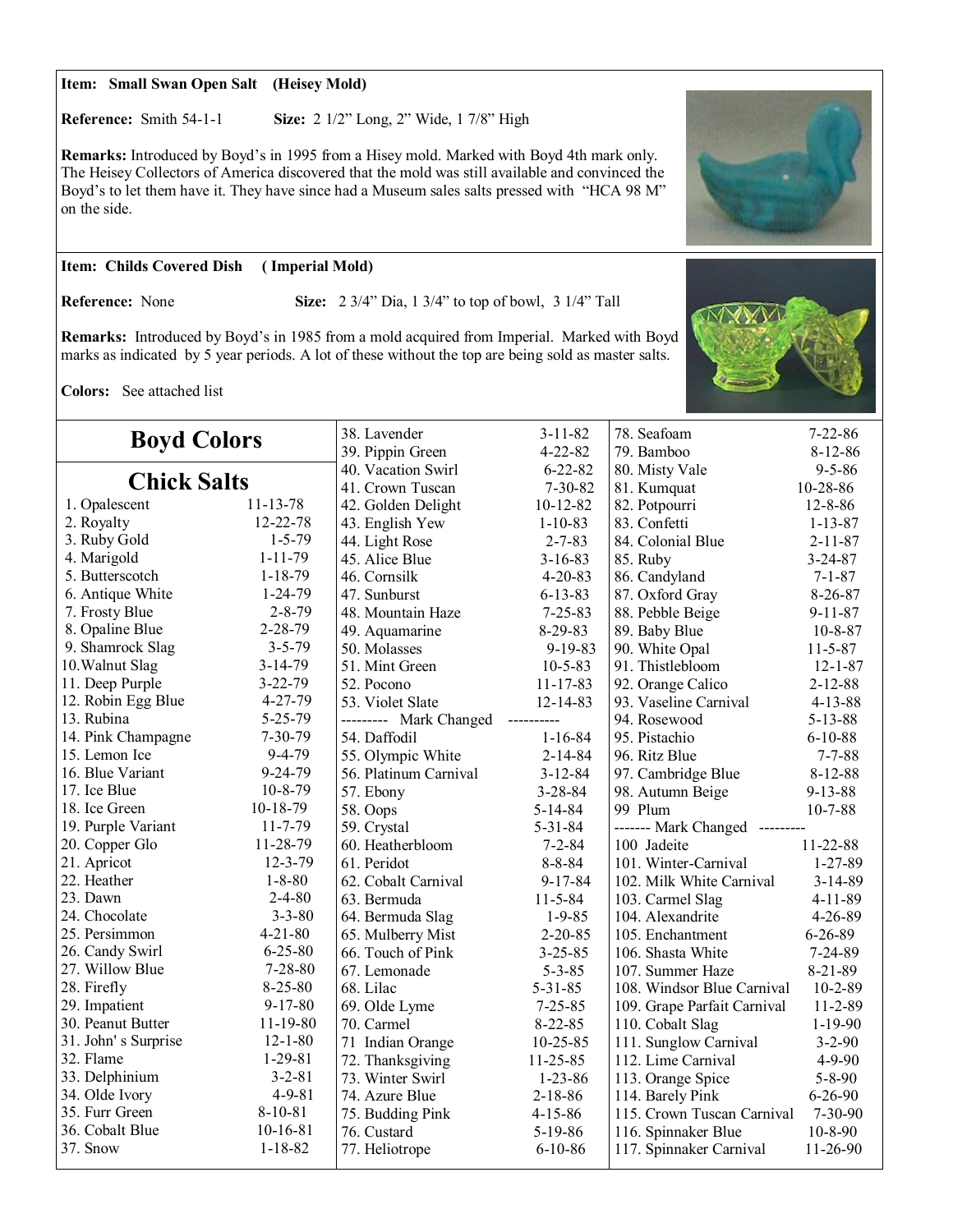**Item: Small Swan Open Salt (Heisey Mold)**

**Reference:** Smith 54-1-1 **Size:** 2 1/2" Long, 2" Wide, 1 7/8" High

**Remarks:** Introduced by Boyd's in 1995 from a Hisey mold. Marked with Boyd 4th mark only. The Heisey Collectors of America discovered that the mold was still available and convinced the Boyd's to let them have it. They have since had a Museum sales salts pressed with "HCA 98 M" on the side.

**Item: Childs Covered Dish ( Imperial Mold)**

**Reference:** None **Size:** 2 3/4" Dia, 1 3/4" to top of bowl, 3 1/4" Tall

**Remarks:** Introduced by Boyd's in 1985 from a mold acquired from Imperial. Marked with Boyd marks as indicated by 5 year periods. A lot of these without the top are being sold as master salts.

**Colors:** See attached list

# Boyd Colors

## Chick Salts

| Color | Date |
|---|---|
| 1. Opalescent | 11-13-78 |
| 2. Royalty | 12-22-78 |
| 3. Ruby Gold | 1-5-79 |
| 4. Marigold | 1-11-79 |
| 5. Butterscotch | 1-18-79 |
| 6. Antique White | 1-24-79 |
| 7. Frosty Blue | 2-8-79 |
| 8. Opaline Blue | 2-28-79 |
| 9. Shamrock Slag | 3-5-79 |
| 10.Walnut Slag | 3-14-79 |
| 11. Deep Purple | 3-22-79 |
| 12. Robin Egg Blue | 4-27-79 |
| 13. Rubina | 5-25-79 |
| 14. Pink Champagne | 7-30-79 |
| 15. Lemon Ice | 9-4-79 |
| 16. Blue Variant | 9-24-79 |
| 17. Ice Blue | 10-8-79 |
| 18. Ice Green | 10-18-79 |
| 19. Purple Variant | 11-7-79 |
| 20. Copper Glo | 11-28-79 |
| 21. Apricot | 12-3-79 |
| 22. Heather | 1-8-80 |
| 23. Dawn | 2-4-80 |
| 24. Chocolate | 3-3-80 |
| 25. Persimmon | 4-21-80 |
| 26. Candy Swirl | 6-25-80 |
| 27. Willow Blue | 7-28-80 |
| 28. Firefly | 8-25-80 |
| 29. Impatient | 9-17-80 |
| 30. Peanut Butter | 11-19-80 |
| 31. John' s Surprise | 12-1-80 |
| 32. Flame | 1-29-81 |
| 33. Delphinium | 3-2-81 |
| 34. Olde Ivory | 4-9-81 |
| 35. Furr Green | 8-10-81 |
| 36. Cobalt Blue | 10-16-81 |
| 37. Snow | 1-18-82 |
| 38. Lavender | 3-11-82 |
| 39. Pippin Green | 4-22-82 |
| 40. Vacation Swirl | 6-22-82 |
| 41. Crown Tuscan | 7-30-82 |
| 42. Golden Delight | 10-12-82 |
| 43. English Yew | 1-10-83 |
| 44. Light Rose | 2-7-83 |
| 45. Alice Blue | 3-16-83 |
| 46. Cornsilk | 4-20-83 |
| 47. Sunburst | 6-13-83 |
| 48. Mountain Haze | 7-25-83 |
| 49. Aquamarine | 8-29-83 |
| 50. Molasses | 9-19-83 |
| 51. Mint Green | 10-5-83 |
| 52. Pocono | 11-17-83 |
| 53. Violet Slate | 12-14-83 |
| --------- Mark Changed ---------- | |
| 54. Daffodil | 1-16-84 |
| 55. Olympic White | 2-14-84 |
| 56. Platinum Carnival | 3-12-84 |
| 57. Ebony | 3-28-84 |
| 58. Oops | 5-14-84 |
| 59. Crystal | 5-31-84 |
| 60. Heatherbloom | 7-2-84 |
| 61. Peridot | 8-8-84 |
| 62. Cobalt Carnival | 9-17-84 |
| 63. Bermuda | 11-5-84 |
| 64. Bermuda Slag | 1-9-85 |
| 65. Mulberry Mist | 2-20-85 |
| 66. Touch of Pink | 3-25-85 |
| 67. Lemonade | 5-3-85 |
| 68. Lilac | 5-31-85 |
| 69. Olde Lyme | 7-25-85 |
| 70. Carmel | 8-22-85 |
| 71 Indian Orange | 10-25-85 |
| 72. Thanksgiving | 11-25-85 |
| 73. Winter Swirl | 1-23-86 |
| 74. Azure Blue | 2-18-86 |
| 75. Budding Pink | 4-15-86 |
| 76. Custard | 5-19-86 |
| 77. Heliotrope | 6-10-86 |
| 78. Seafoam | 7-22-86 |
| 79. Bamboo | 8-12-86 |
| 80. Misty Vale | 9-5-86 |
| 81. Kumquat | 10-28-86 |
| 82. Potpourri | 12-8-86 |
| 83. Confetti | 1-13-87 |
| 84. Colonial Blue | 2-11-87 |
| 85. Ruby | 3-24-87 |
| 86. Candyland | 7-1-87 |
| 87. Oxford Gray | 8-26-87 |
| 88. Pebble Beige | 9-11-87 |
| 89. Baby Blue | 10-8-87 |
| 90. White Opal | 11-5-87 |
| 91. Thistlebloom | 12-1-87 |
| 92. Orange Calico | 2-12-88 |
| 93. Vaseline Carnival | 4-13-88 |
| 94. Rosewood | 5-13-88 |
| 95. Pistachio | 6-10-88 |
| 96. Ritz Blue | 7-7-88 |
| 97. Cambridge Blue | 8-12-88 |
| 98. Autumn Beige | 9-13-88 |
| 99 Plum | 10-7-88 |
| ------- Mark Changed --------- | |
| 100 Jadeite | 11-22-88 |
| 101. Winter-Carnival | 1-27-89 |
| 102. Milk White Carnival | 3-14-89 |
| 103. Carmel Slag | 4-11-89 |
| 104. Alexandrite | 4-26-89 |
| 105. Enchantment | 6-26-89 |
| 106. Shasta White | 7-24-89 |
| 107. Summer Haze | 8-21-89 |
| 108. Windsor Blue Carnival | 10-2-89 |
| 109. Grape Parfait Carnival | 11-2-89 |
| 110. Cobalt Slag | 1-19-90 |
| 111. Sunglow Carnival | 3-2-90 |
| 112. Lime Carnival | 4-9-90 |
| 113. Orange Spice | 5-8-90 |
| 114. Barely Pink | 6-26-90 |
| 115. Crown Tuscan Carnival | 7-30-90 |
| 116. Spinnaker Blue | 10-8-90 |
| 117. Spinnaker Carnival | 11-26-90 |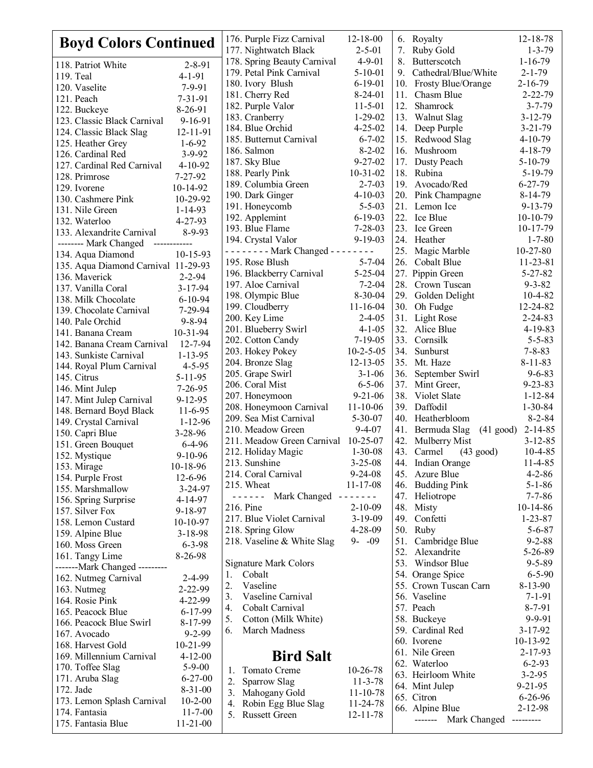# Boyd Colors Continued

| No. | Color | Date |
|---|---|---|
| 118. | Patriot White | 2-8-91 |
| 119. | Teal | 4-1-91 |
| 120. | Vaselite | 7-9-91 |
| 121. | Peach | 7-31-91 |
| 122. | Buckeye | 8-26-91 |
| 123. | Classic Black Carnival | 9-16-91 |
| 124. | Classic Black Slag | 12-11-91 |
| 125. | Heather Grey | 1-6-92 |
| 126. | Cardinal Red | 3-9-92 |
| 127. | Cardinal Red Carnival | 4-10-92 |
| 128. | Primrose | 7-27-92 |
| 129. | Ivorene | 10-14-92 |
| 130. | Cashmere Pink | 10-29-92 |
| 131. | Nile Green | 1-14-93 |
| 132. | Waterloo | 4-27-93 |
| 133. | Alexandrite Carnival | 8-9-93 |
| | -------- Mark Changed ------------ | |
| 134. | Aqua Diamond | 10-15-93 |
| 135. | Aqua Diamond Carnival | 11-29-93 |
| 136. | Maverick | 2-2-94 |
| 137. | Vanilla Coral | 3-17-94 |
| 138. | Milk Chocolate | 6-10-94 |
| 139. | Chocolate Carnival | 7-29-94 |
| 140. | Pale Orchid | 9-8-94 |
| 141. | Banana Cream | 10-31-94 |
| 142. | Banana Cream Carnival | 12-7-94 |
| 143. | Sunkiste Carnival | 1-13-95 |
| 144. | Royal Plum Carnival | 4-5-95 |
| 145. | Citrus | 5-11-95 |
| 146. | Mint Julep | 7-26-95 |
| 147. | Mint Julep Carnival | 9-12-95 |
| 148. | Bernard Boyd Black | 11-6-95 |
| 149. | Crystal Carnival | 1-12-96 |
| 150. | Capri Blue | 3-28-96 |
| 151. | Green Bouquet | 6-4-96 |
| 152. | Mystique | 9-10-96 |
| 153. | Mirage | 10-18-96 |
| 154. | Purple Frost | 12-6-96 |
| 155. | Marshmallow | 3-24-97 |
| 156. | Spring Surprise | 4-14-97 |
| 157. | Silver Fox | 9-18-97 |
| 158. | Lemon Custard | 10-10-97 |
| 159. | Alpine Blue | 3-18-98 |
| 160. | Moss Green | 6-3-98 |
| 161. | Tangy Lime | 8-26-98 |
| | -------Mark Changed --------- | |
| 162. | Nutmeg Carnival | 2-4-99 |
| 163. | Nutmeg | 2-22-99 |
| 164. | Rosie Pink | 4-22-99 |
| 165. | Peacock Blue | 6-17-99 |
| 166. | Peacock Blue Swirl | 8-17-99 |
| 167. | Avocado | 9-2-99 |
| 168. | Harvest Gold | 10-21-99 |
| 169. | Millennium Carnival | 4-12-00 |
| 170. | Toffee Slag | 5-9-00 |
| 171. | Aruba Slag | 6-27-00 |
| 172. | Jade | 8-31-00 |
| 173. | Lemon Splash Carnival | 10-2-00 |
| 174. | Fantasia | 11-7-00 |
| 175. | Fantasia Blue | 11-21-00 |
| 176. | Purple Fizz Carnival | 12-18-00 |
| 177. | Nightwatch Black | 2-5-01 |
| 178. | Spring Beauty Carnival | 4-9-01 |
| 179. | Petal Pink Carnival | 5-10-01 |
| 180. | Ivory Blush | 6-19-01 |
| 181. | Cherry Red | 8-24-01 |
| 182. | Purple Valor | 11-5-01 |
| 183. | Cranberry | 1-29-02 |
| 184. | Blue Orchid | 4-25-02 |
| 185. | Butternut Carnival | 6-7-02 |
| 186. | Salmon | 8-2-02 |
| 187. | Sky Blue | 9-27-02 |
| 188. | Pearly Pink | 10-31-02 |
| 189. | Columbia Green | 2-7-03 |
| 190. | Dark Ginger | 4-10-03 |
| 191. | Honeycomb | 5-5-03 |
| 192. | Applemint | 6-19-03 |
| 193. | Blue Flame | 7-28-03 |
| 194. | Crystal Valor | 9-19-03 |
| | - - - - - - - - Mark Changed - - - - - - - - | |
| 195. | Rose Blush | 5-7-04 |
| 196. | Blackberry Carnival | 5-25-04 |
| 197. | Aloe Carnival | 7-2-04 |
| 198. | Olympic Blue | 8-30-04 |
| 199. | Cloudberry | 11-16-04 |
| 200. | Key Lime | 2-4-05 |
| 201. | Blueberry Swirl | 4-1-05 |
| 202. | Cotton Candy | 7-19-05 |
| 203. | Hokey Pokey | 10-2-5-05 |
| 204. | Bronze Slag | 12-13-05 |
| 205. | Grape Swirl | 3-1-06 |
| 206. | Coral Mist | 6-5-06 |
| 207. | Honeymoon | 9-21-06 |
| 208. | Honeymoon Carnival | 11-10-06 |
| 209. | Sea Mist Carnival | 5-30-07 |
| 210. | Meadow Green | 9-4-07 |
| 211. | Meadow Green Carnival | 10-25-07 |
| 212. | Holiday Magic | 1-30-08 |
| 213. | Sunshine | 3-25-08 |
| 214. | Coral Carnival | 9-24-08 |
| 215. | Wheat | 11-17-08 |
| | - - - - - - Mark Changed - - - - - - - | |
| 216. | Pine | 2-10-09 |
| 217. | Blue Violet Carnival | 3-19-09 |
| 218. | Spring Glow | 4-28-09 |
| 218. | Vaseline & White Slag | 9- -09 |

Signature Mark Colors

1. Cobalt
2. Vaseline
3. Vaseline Carnival
4. Cobalt Carnival
5. Cotton (Milk White)
6. March Madness

# Bird Salt

| No. | Color | Date |
|---|---|---|
| 1. | Tomato Creme | 10-26-78 |
| 2. | Sparrow Slag | 11-3-78 |
| 3. | Mahogany Gold | 11-10-78 |
| 4. | Robin Egg Blue Slag | 11-24-78 |
| 5. | Russett Green | 12-11-78 |
| 6. | Royalty | 12-18-78 |
| 7. | Ruby Gold | 1-3-79 |
| 8. | Butterscotch | 1-16-79 |
| 9. | Cathedral/Blue/White | 2-1-79 |
| 10. | Frosty Blue/Orange | 2-16-79 |
| 11. | Chasm Blue | 2-22-79 |
| 12. | Shamrock | 3-7-79 |
| 13. | Walnut Slag | 3-12-79 |
| 14. | Deep Purple | 3-21-79 |
| 15. | Redwood Slag | 4-10-79 |
| 16. | Mushroom | 4-18-79 |
| 17. | Dusty Peach | 5-10-79 |
| 18. | Rubina | 5-19-79 |
| 19. | Avocado/Red | 6-27-79 |
| 20. | Pink Champagne | 8-14-79 |
| 21. | Lemon Ice | 9-13-79 |
| 22. | Ice Blue | 10-10-79 |
| 23. | Ice Green | 10-17-79 |
| 24. | Heather | 1-7-80 |
| 25. | Magic Marble | 10-27-80 |
| 26. | Cobalt Blue | 11-23-81 |
| 27. | Pippin Green | 5-27-82 |
| 28. | Crown Tuscan | 9-3-82 |
| 29. | Golden Delight | 10-4-82 |
| 30. | Oh Fudge | 12-24-82 |
| 31. | Light Rose | 2-24-83 |
| 32. | Alice Blue | 4-19-83 |
| 33. | Cornsilk | 5-5-83 |
| 34. | Sunburst | 7-8-83 |
| 35. | Mt. Haze | 8-11-83 |
| 36. | September Swirl | 9-6-83 |
| 37. | Mint Greer, | 9-23-83 |
| 38. | Violet Slate | 1-12-84 |
| 39. | Daffodil | 1-30-84 |
| 40. | Heatherbloom | 8-2-84 |
| 41. | Bermuda Slag (41 good) | 2-14-85 |
| 42. | Mulberry Mist | 3-12-85 |
| 43. | Carmel (43 good) | 10-4-85 |
| 44. | Indian Orange | 11-4-85 |
| 45. | Azure Blue | 4-2-86 |
| 46. | Budding Pink | 5-1-86 |
| 47. | Heliotrope | 7-7-86 |
| 48. | Misty | 10-14-86 |
| 49. | Confetti | 1-23-87 |
| 50. | Ruby | 5-6-87 |
| 51. | Cambridge Blue | 9-2-88 |
| 52. | Alexandrite | 5-26-89 |
| 53. | Windsor Blue | 9-5-89 |
| 54. | Orange Spice | 6-5-90 |
| 55. | Crown Tuscan Carn | 8-13-90 |
| 56. | Vaseline | 7-1-91 |
| 57. | Peach | 8-7-91 |
| 58. | Buckeye | 9-9-91 |
| 59. | Cardinal Red | 3-17-92 |
| 60. | Ivorene | 10-13-92 |
| 61. | Nile Green | 2-17-93 |
| 62. | Waterloo | 6-2-93 |
| 63. | Heirloom White | 3-2-95 |
| 64. | Mint Julep | 9-21-95 |
| 65. | Citron | 6-26-96 |
| 66. | Alpine Blue | 2-12-98 |
| | ------- Mark Changed --------- | |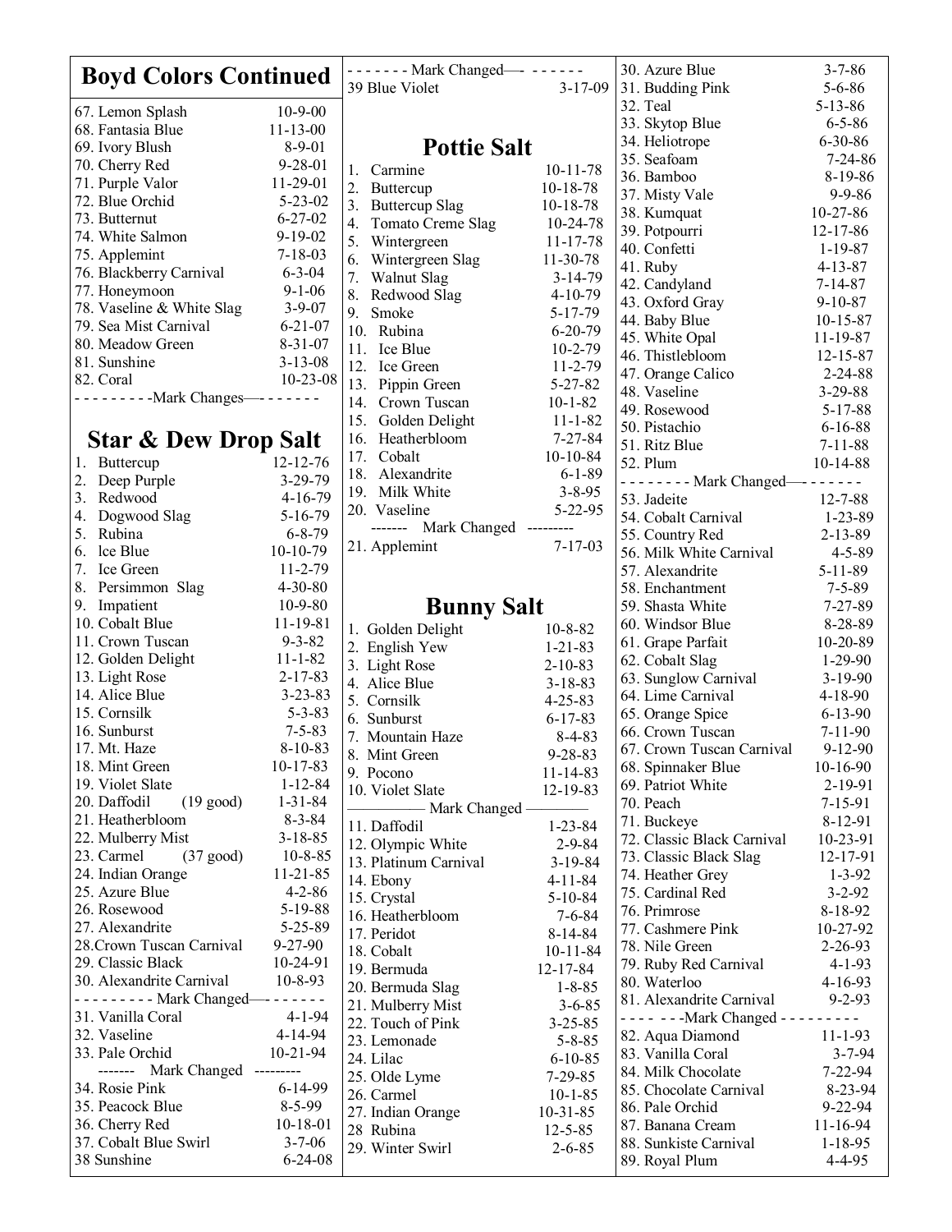## Boyd Colors Continued

67. Lemon Splash 10-9-00
68. Fantasia Blue 11-13-00
69. Ivory Blush 8-9-01
70. Cherry Red 9-28-01
71. Purple Valor 11-29-01
72. Blue Orchid 5-23-02
73. Butternut 6-27-02
74. White Salmon 9-19-02
75. Applemint 7-18-03
76. Blackberry Carnival 6-3-04
77. Honeymoon 9-1-06
78. Vaseline & White Slag 3-9-07
79. Sea Mist Carnival 6-21-07
80. Meadow Green 8-31-07
81. Sunshine 3-13-08
82. Coral 10-23-08

- - - - - - - - -Mark Changes— - - - - - - -

## Star & Dew Drop Salt

1. Buttercup 12-12-76
2. Deep Purple 3-29-79
3. Redwood 4-16-79
4. Dogwood Slag 5-16-79
5. Rubina 6-8-79
6. Ice Blue 10-10-79
7. Ice Green 11-2-79
8. Persimmon Slag 4-30-80
9. Impatient 10-9-80
10. Cobalt Blue 11-19-81
11. Crown Tuscan 9-3-82
12. Golden Delight 11-1-82
13. Light Rose 2-17-83
14. Alice Blue 3-23-83
15. Cornsilk 5-3-83
16. Sunburst 7-5-83
17. Mt. Haze 8-10-83
18. Mint Green 10-17-83
19. Violet Slate 1-12-84
20. Daffodil (19 good) 1-31-84
21. Heatherbloom 8-3-84
22. Mulberry Mist 3-18-85
23. Carmel (37 good) 10-8-85
24. Indian Orange 11-21-85
25. Azure Blue 4-2-86
26. Rosewood 5-19-88
27. Alexandrite 5-25-89
28. Crown Tuscan Carnival 9-27-90
29. Classic Black 10-24-91
30. Alexandrite Carnival 10-8-93

- - - - - - - - - Mark Changed— - - - - - -

31. Vanilla Coral 4-1-94
32. Vaseline 4-14-94
33. Pale Orchid 10-21-94

------- Mark Changed ---------

34. Rosie Pink 6-14-99
35. Peacock Blue 8-5-99
36. Cherry Red 10-18-01
37. Cobalt Blue Swirl 3-7-06
38. Sunshine 6-24-08

- - - - - - - Mark Changed— - - - - - -

39. Blue Violet 3-17-09

## Pottie Salt

1. Carmine 10-11-78
2. Buttercup 10-18-78
3. Buttercup Slag 10-18-78
4. Tomato Creme Slag 10-24-78
5. Wintergreen 11-17-78
6. Wintergreen Slag 11-30-78
7. Walnut Slag 3-14-79
8. Redwood Slag 4-10-79
9. Smoke 5-17-79
10. Rubina 6-20-79
11. Ice Blue 10-2-79
12. Ice Green 11-2-79
13. Pippin Green 5-27-82
14. Crown Tuscan 10-1-82
15. Golden Delight 11-1-82
16. Heatherbloom 7-27-84
17. Cobalt 10-10-84
18. Alexandrite 6-1-89
19. Milk White 3-8-95
20. Vaseline 5-22-95

------- Mark Changed ---------

21. Applemint 7-17-03

## Bunny Salt

1. Golden Delight 10-8-82
2. English Yew 1-21-83
3. Light Rose 2-10-83
4. Alice Blue 3-18-83
5. Cornsilk 4-25-83
6. Sunburst 6-17-83
7. Mountain Haze 8-4-83
8. Mint Green 9-28-83
9. Pocono 11-14-83
10. Violet Slate 12-19-83

———— Mark Changed ————

11. Daffodil 1-23-84
12. Olympic White 2-9-84
13. Platinum Carnival 3-19-84
14. Ebony 4-11-84
15. Crystal 5-10-84
16. Heatherbloom 7-6-84
17. Peridot 8-14-84
18. Cobalt 10-11-84
19. Bermuda 12-17-84
20. Bermuda Slag 1-8-85
21. Mulberry Mist 3-6-85
22. Touch of Pink 3-25-85
23. Lemonade 5-8-85
24. Lilac 6-10-85
25. Olde Lyme 7-29-85
26. Carmel 10-1-85
27. Indian Orange 10-31-85
28. Rubina 12-5-85
29. Winter Swirl 2-6-85
30. Azure Blue 3-7-86
31. Budding Pink 5-6-86
32. Teal 5-13-86
33. Skytop Blue 6-5-86
34. Heliotrope 6-30-86
35. Seafoam 7-24-86
36. Bamboo 8-19-86
37. Misty Vale 9-9-86
38. Kumquat 10-27-86
39. Potpourri 12-17-86
40. Confetti 1-19-87
41. Ruby 4-13-87
42. Candyland 7-14-87
43. Oxford Gray 9-10-87
44. Baby Blue 10-15-87
45. White Opal 11-19-87
46. Thistlebloom 12-15-87
47. Orange Calico 2-24-88
48. Vaseline 3-29-88
49. Rosewood 5-17-88
50. Pistachio 6-16-88
51. Ritz Blue 7-11-88
52. Plum 10-14-88

- - - - - - - - Mark Changed— - - - - - -

53. Jadeite 12-7-88
54. Cobalt Carnival 1-23-89
55. Country Red 2-13-89
56. Milk White Carnival 4-5-89
57. Alexandrite 5-11-89
58. Enchantment 7-5-89
59. Shasta White 7-27-89
60. Windsor Blue 8-28-89
61. Grape Parfait 10-20-89
62. Cobalt Slag 1-29-90
63. Sunglow Carnival 3-19-90
64. Lime Carnival 4-18-90
65. Orange Spice 6-13-90
66. Crown Tuscan 7-11-90
67. Crown Tuscan Carnival 9-12-90
68. Spinnaker Blue 10-16-90
69. Patriot White 2-19-91
70. Peach 7-15-91
71. Buckeye 8-12-91
72. Classic Black Carnival 10-23-91
73. Classic Black Slag 12-17-91
74. Heather Grey 1-3-92
75. Cardinal Red 3-2-92
76. Primrose 8-18-92
77. Cashmere Pink 10-27-92
78. Nile Green 2-26-93
79. Ruby Red Carnival 4-1-93
80. Waterloo 4-16-93
81. Alexandrite Carnival 9-2-93

- - - - - - -Mark Changed - - - - - - - - -

82. Aqua Diamond 11-1-93
83. Vanilla Coral 3-7-94
84. Milk Chocolate 7-22-94
85. Chocolate Carnival 8-23-94
86. Pale Orchid 9-22-94
87. Banana Cream 11-16-94
88. Sunkiste Carnival 1-18-95
89. Royal Plum 4-4-95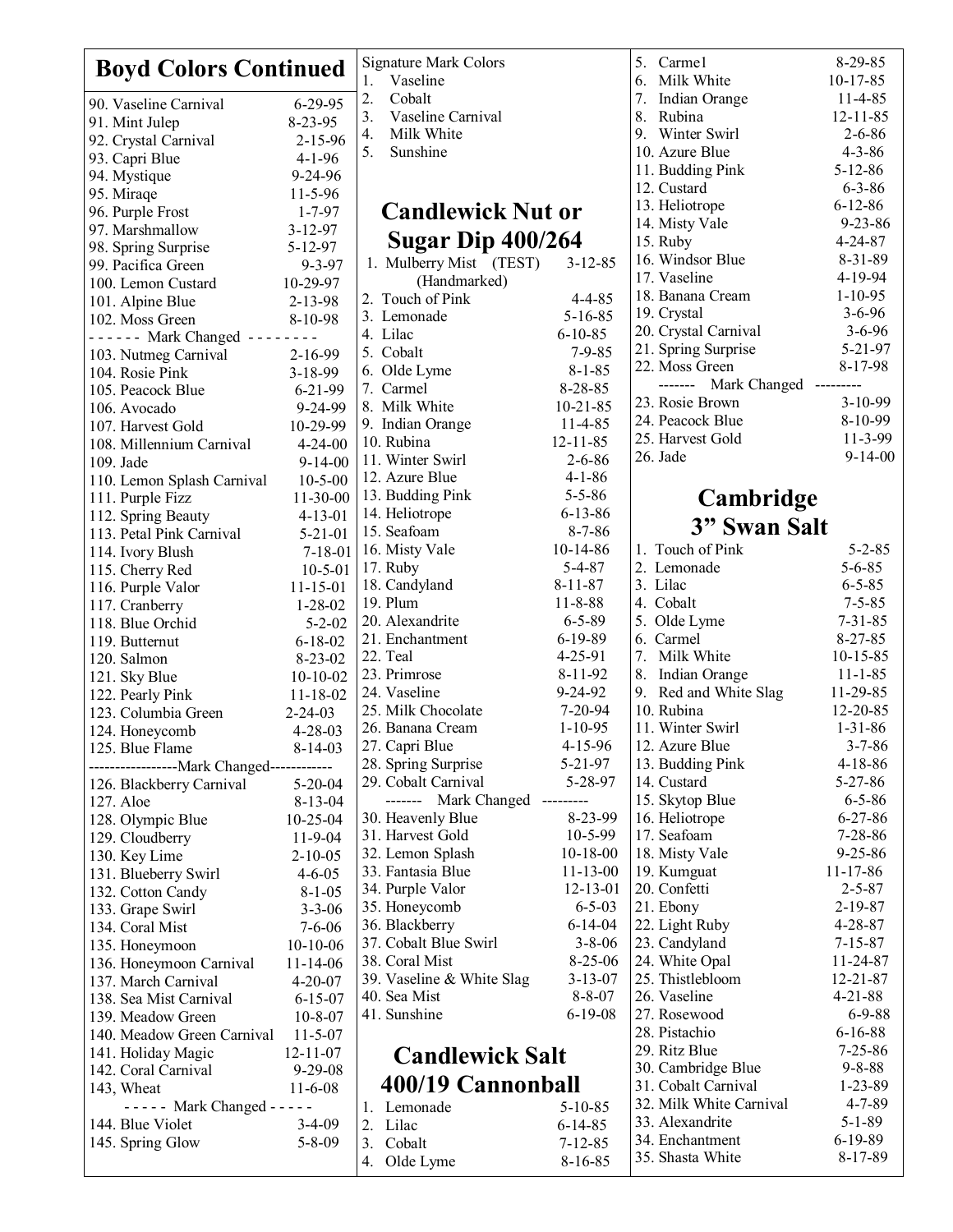# Boyd Colors Continued

90. Vaseline Carnival 6-29-95
91. Mint Julep 8-23-95
92. Crystal Carnival 2-15-96
93. Capri Blue 4-1-96
94. Mystique 9-24-96
95. Miraqe 11-5-96
96. Purple Frost 1-7-97
97. Marshmallow 3-12-97
98. Spring Surprise 5-12-97
99. Pacifica Green 9-3-97
100. Lemon Custard 10-29-97
101. Alpine Blue 2-13-98
102. Moss Green 8-10-98

- - - - - - Mark Changed - - - - - - - -

103. Nutmeg Carnival 2-16-99
104. Rosie Pink 3-18-99
105. Peacock Blue 6-21-99
106. Avocado 9-24-99
107. Harvest Gold 10-29-99
108. Millennium Carnival 4-24-00
109. Jade 9-14-00
110. Lemon Splash Carnival 10-5-00
111. Purple Fizz 11-30-00
112. Spring Beauty 4-13-01
113. Petal Pink Carnival 5-21-01
114. Ivory Blush 7-18-01
115. Cherry Red 10-5-01
116. Purple Valor 11-15-01
117. Cranberry 1-28-02
118. Blue Orchid 5-2-02
119. Butternut 6-18-02
120. Salmon 8-23-02
121. Sky Blue 10-10-02
122. Pearly Pink 11-18-02
123. Columbia Green 2-24-03
124. Honeycomb 4-28-03
125. Blue Flame 8-14-03

-----------------Mark Changed-----------

126. Blackberry Carnival 5-20-04
127. Aloe 8-13-04
128. Olympic Blue 10-25-04
129. Cloudberry 11-9-04
130. Key Lime 2-10-05
131. Blueberry Swirl 4-6-05
132. Cotton Candy 8-1-05
133. Grape Swirl 3-3-06
134. Coral Mist 7-6-06
135. Honeymoon 10-10-06
136. Honeymoon Carnival 11-14-06
137. March Carnival 4-20-07
138. Sea Mist Carnival 6-15-07
139. Meadow Green 10-8-07
140. Meadow Green Carnival 11-5-07
141. Holiday Magic 12-11-07
142. Coral Carnival 9-29-08
143, Wheat 11-6-08

- - - - - Mark Changed - - - - -

144. Blue Violet 3-4-09
145. Spring Glow 5-8-09

Signature Mark Colors

1. Vaseline
2. Cobalt
3. Vaseline Carnival
4. Milk White
5. Sunshine

# Candlewick Nut or Sugar Dip 400/264

1. Mulberry Mist (TEST) (Handmarked) 3-12-85
2. Touch of Pink 4-4-85
3. Lemonade 5-16-85
4. Lilac 6-10-85
5. Cobalt 7-9-85
6. Olde Lyme 8-1-85
7. Carmel 8-28-85
8. Milk White 10-21-85
9. Indian Orange 11-4-85
10. Rubina 12-11-85
11. Winter Swirl 2-6-86
12. Azure Blue 4-1-86
13. Budding Pink 5-5-86
14. Heliotrope 6-13-86
15. Seafoam 8-7-86
16. Misty Vale 10-14-86
17. Ruby 5-4-87
18. Candyland 8-11-87
19. Plum 11-8-88
20. Alexandrite 6-5-89
21. Enchantment 6-19-89
22. Teal 4-25-91
23. Primrose 8-11-92
24. Vaseline 9-24-92
25. Milk Chocolate 7-20-94
26. Banana Cream 1-10-95
27. Capri Blue 4-15-96
28. Spring Surprise 5-21-97
29. Cobalt Carnival 5-28-97

------- Mark Changed ---------

30. Heavenly Blue 8-23-99
31. Harvest Gold 10-5-99
32. Lemon Splash 10-18-00
33. Fantasia Blue 11-13-00
34. Purple Valor 12-13-01
35. Honeycomb 6-5-03
36. Blackberry 6-14-04
37. Cobalt Blue Swirl 3-8-06
38. Coral Mist 8-25-06
39. Vaseline & White Slag 3-13-07
40. Sea Mist 8-8-07
41. Sunshine 6-19-08

# Candlewick Salt 400/19 Cannonball

1. Lemonade 5-10-85
2. Lilac 6-14-85
3. Cobalt 7-12-85
4. Olde Lyme 8-16-85
5. Carme1 8-29-85
6. Milk White 10-17-85
7. Indian Orange 11-4-85
8. Rubina 12-11-85
9. Winter Swirl 2-6-86
10. Azure Blue 4-3-86
11. Budding Pink 5-12-86
12. Custard 6-3-86
13. Heliotrope 6-12-86
14. Misty Vale 9-23-86
15. Ruby 4-24-87
16. Windsor Blue 8-31-89
17. Vaseline 4-19-94
18. Banana Cream 1-10-95
19. Crystal 3-6-96
20. Crystal Carnival 3-6-96
21. Spring Surprise 5-21-97
22. Moss Green 8-17-98

------- Mark Changed ---------

23. Rosie Brown 3-10-99
24. Peacock Blue 8-10-99
25. Harvest Gold 11-3-99
26. Jade 9-14-00

# Cambridge 3" Swan Salt

1. Touch of Pink 5-2-85
2. Lemonade 5-6-85
3. Lilac 6-5-85
4. Cobalt 7-5-85
5. Olde Lyme 7-31-85
6. Carmel 8-27-85
7. Milk White 10-15-85
8. Indian Orange 11-1-85
9. Red and White Slag 11-29-85
10. Rubina 12-20-85
11. Winter Swirl 1-31-86
12. Azure Blue 3-7-86
13. Budding Pink 4-18-86
14. Custard 5-27-86
15. Skytop Blue 6-5-86
16. Heliotrope 6-27-86
17. Seafoam 7-28-86
18. Misty Vale 9-25-86
19. Kumguat 11-17-86
20. Confetti 2-5-87
21. Ebony 2-19-87
22. Light Ruby 4-28-87
23. Candyland 7-15-87
24. White Opal 11-24-87
25. Thistlebloom 12-21-87
26. Vaseline 4-21-88
27. Rosewood 6-9-88
28. Pistachio 6-16-88
29. Ritz Blue 7-25-86
30. Cambridge Blue 9-8-88
31. Cobalt Carnival 1-23-89
32. Milk White Carnival 4-7-89
33. Alexandrite 5-1-89
34. Enchantment 6-19-89
35. Shasta White 8-17-89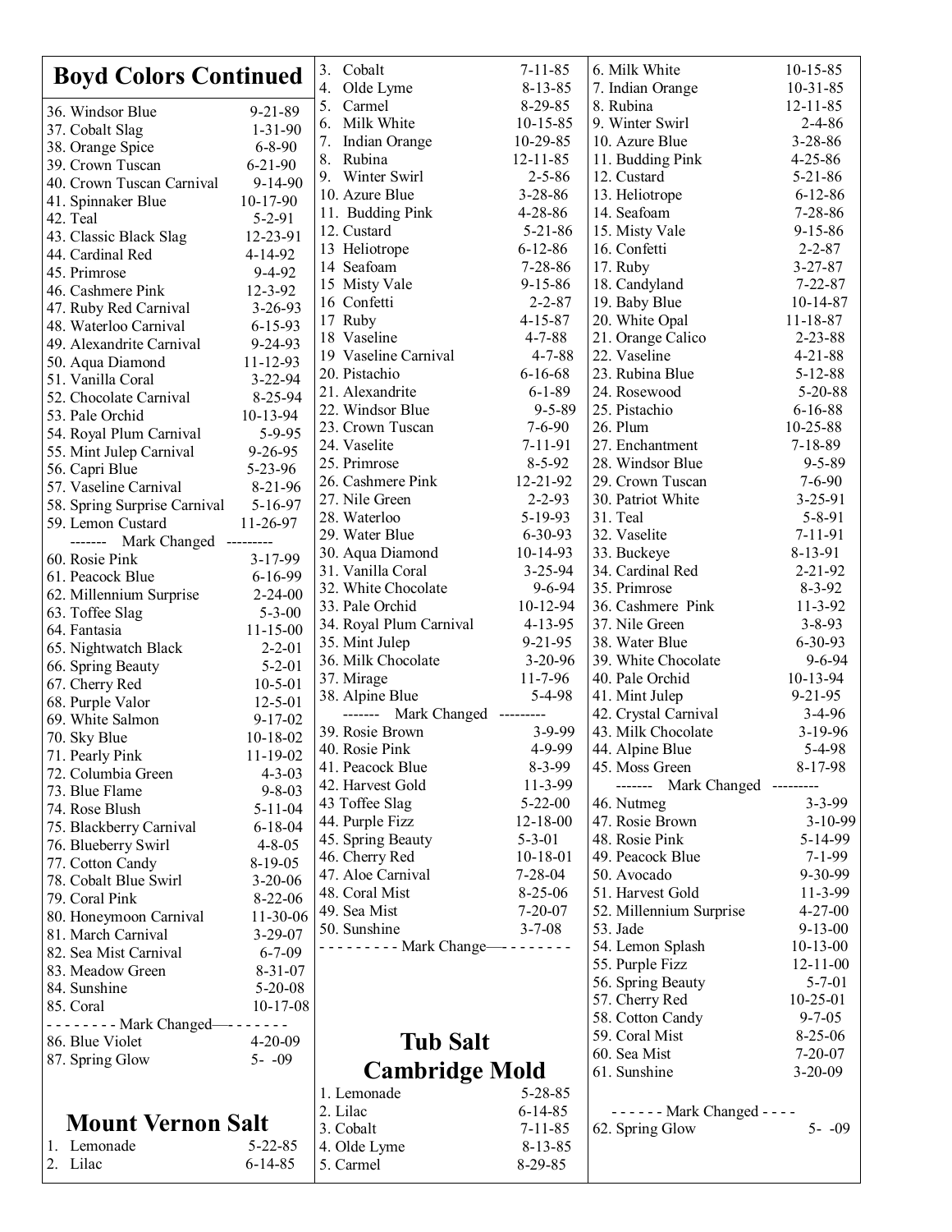## Boyd Colors Continued

36. Windsor Blue 9-21-89
37. Cobalt Slag 1-31-90
38. Orange Spice 6-8-90
39. Crown Tuscan 6-21-90
40. Crown Tuscan Carnival 9-14-90
41. Spinnaker Blue 10-17-90
42. Teal 5-2-91
43. Classic Black Slag 12-23-91
44. Cardinal Red 4-14-92
45. Primrose 9-4-92
46. Cashmere Pink 12-3-92
47. Ruby Red Carnival 3-26-93
48. Waterloo Carnival 6-15-93
49. Alexandrite Carnival 9-24-93
50. Aqua Diamond 11-12-93
51. Vanilla Coral 3-22-94
52. Chocolate Carnival 8-25-94
53. Pale Orchid 10-13-94
54. Royal Plum Carnival 5-9-95
55. Mint Julep Carnival 9-26-95
56. Capri Blue 5-23-96
57. Vaseline Carnival 8-21-96
58. Spring Surprise Carnival 5-16-97
59. Lemon Custard 11-26-97

------- Mark Changed ---------

60. Rosie Pink 3-17-99
61. Peacock Blue 6-16-99
62. Millennium Surprise 2-24-00
63. Toffee Slag 5-3-00
64. Fantasia 11-15-00
65. Nightwatch Black 2-2-01
66. Spring Beauty 5-2-01
67. Cherry Red 10-5-01
68. Purple Valor 12-5-01
69. White Salmon 9-17-02
70. Sky Blue 10-18-02
71. Pearly Pink 11-19-02
72. Columbia Green 4-3-03
73. Blue Flame 9-8-03
74. Rose Blush 5-11-04
75. Blackberry Carnival 6-18-04
76. Blueberry Swirl 4-8-05
77. Cotton Candy 8-19-05
78. Cobalt Blue Swirl 3-20-06
79. Coral Pink 8-22-06
80. Honeymoon Carnival 11-30-06
81. March Carnival 3-29-07
82. Sea Mist Carnival 6-7-09
83. Meadow Green 8-31-07
84. Sunshine 5-20-08
85. Coral 10-17-08

- - - - - - - - Mark Changed— - - - - - -

86. Blue Violet 4-20-09
87. Spring Glow 5- -09

## Mount Vernon Salt

1. Lemonade 5-22-85
2. Lilac 6-14-85
3. Cobalt 7-11-85
4. Olde Lyme 8-13-85
5. Carmel 8-29-85
6. Milk White 10-15-85
7. Indian Orange 10-29-85
8. Rubina 12-11-85
9. Winter Swirl 2-5-86
10. Azure Blue 3-28-86
11. Budding Pink 4-28-86
12. Custard 5-21-86
13 Heliotrope 6-12-86
14 Seafoam 7-28-86
15 Misty Vale 9-15-86
16 Confetti 2-2-87
17 Ruby 4-15-87
18 Vaseline 4-7-88
19 Vaseline Carnival 4-7-88
20. Pistachio 6-16-68
21. Alexandrite 6-1-89
22. Windsor Blue 9-5-89
23. Crown Tuscan 7-6-90
24. Vaselite 7-11-91
25. Primrose 8-5-92
26. Cashmere Pink 12-21-92
27. Nile Green 2-2-93
28. Waterloo 5-19-93
29. Water Blue 6-30-93
30. Aqua Diamond 10-14-93
31. Vanilla Coral 3-25-94
32. White Chocolate 9-6-94
33. Pale Orchid 10-12-94
34. Royal Plum Carnival 4-13-95
35. Mint Julep 9-21-95
36. Milk Chocolate 3-20-96
37. Mirage 11-7-96
38. Alpine Blue 5-4-98

------- Mark Changed ---------

39. Rosie Brown 3-9-99
40. Rosie Pink 4-9-99
41. Peacock Blue 8-3-99
42. Harvest Gold 11-3-99
43 Toffee Slag 5-22-00
44. Purple Fizz 12-18-00
45. Spring Beauty 5-3-01
46. Cherry Red 10-18-01
47. Aloe Carnival 7-28-04
48. Coral Mist 8-25-06
49. Sea Mist 7-20-07
50. Sunshine 3-7-08

- - - - - - - - - Mark Change— - - - - - - -

## Tub Salt Cambridge Mold

1. Lemonade 5-28-85
2. Lilac 6-14-85
3. Cobalt 7-11-85
4. Olde Lyme 8-13-85
5. Carmel 8-29-85
6. Milk White 10-15-85
7. Indian Orange 10-31-85
8. Rubina 12-11-85
9. Winter Swirl 2-4-86
10. Azure Blue 3-28-86
11. Budding Pink 4-25-86
12. Custard 5-21-86
13. Heliotrope 6-12-86
14. Seafoam 7-28-86
15. Misty Vale 9-15-86
16. Confetti 2-2-87
17. Ruby 3-27-87
18. Candyland 7-22-87
19. Baby Blue 10-14-87
20. White Opal 11-18-87
21. Orange Calico 2-23-88
22. Vaseline 4-21-88
23. Rubina Blue 5-12-88
24. Rosewood 5-20-88
25. Pistachio 6-16-88
26. Plum 10-25-88
27. Enchantment 7-18-89
28. Windsor Blue 9-5-89
29. Crown Tuscan 7-6-90
30. Patriot White 3-25-91
31. Teal 5-8-91
32. Vaselite 7-11-91
33. Buckeye 8-13-91
34. Cardinal Red 2-21-92
35. Primrose 8-3-92
36. Cashmere Pink 11-3-92
37. Nile Green 3-8-93
38. Water Blue 6-30-93
39. White Chocolate 9-6-94
40. Pale Orchid 10-13-94
41. Mint Julep 9-21-95
42. Crystal Carnival 3-4-96
43. Milk Chocolate 3-19-96
44. Alpine Blue 5-4-98
45. Moss Green 8-17-98

------- Mark Changed ---------

46. Nutmeg 3-3-99
47. Rosie Brown 3-10-99
48. Rosie Pink 5-14-99
49. Peacock Blue 7-1-99
50. Avocado 9-30-99
51. Harvest Gold 11-3-99
52. Millennium Surprise 4-27-00
53. Jade 9-13-00
54. Lemon Splash 10-13-00
55. Purple Fizz 12-11-00
56. Spring Beauty 5-7-01
57. Cherry Red 10-25-01
58. Cotton Candy 9-7-05
59. Coral Mist 8-25-06
60. Sea Mist 7-20-07
61. Sunshine 3-20-09

- - - - - - Mark Changed - - - -

62. Spring Glow 5- -09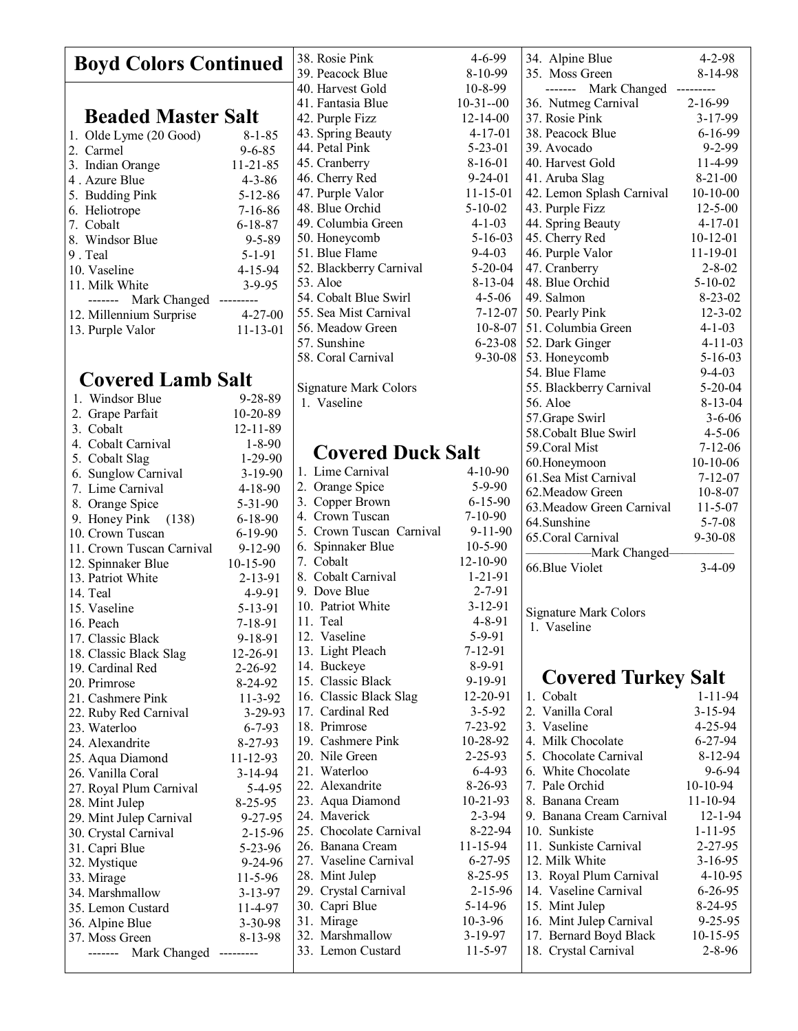# Boyd Colors Continued

## Beaded Master Salt

| # | Color | Date |
|---|---|---|
| 1. | Olde Lyme (20 Good) | 8-1-85 |
| 2. | Carmel | 9-6-85 |
| 3. | Indian Orange | 11-21-85 |
| 4 . | Azure Blue | 4-3-86 |
| 5. | Budding Pink | 5-12-86 |
| 6. | Heliotrope | 7-16-86 |
| 7. | Cobalt | 6-18-87 |
| 8. | Windsor Blue | 9-5-89 |
| 9 . | Teal | 5-1-91 |
| 10. | Vaseline | 4-15-94 |
| 11. | Milk White | 3-9-95 |
| | ------- Mark Changed --------- | |
| 12. | Millennium Surprise | 4-27-00 |
| 13. | Purple Valor | 11-13-01 |

## Covered Lamb Salt

| # | Color | Date |
|---|---|---|
| 1. | Windsor Blue | 9-28-89 |
| 2. | Grape Parfait | 10-20-89 |
| 3. | Cobalt | 12-11-89 |
| 4. | Cobalt Carnival | 1-8-90 |
| 5. | Cobalt Slag | 1-29-90 |
| 6. | Sunglow Carnival | 3-19-90 |
| 7. | Lime Carnival | 4-18-90 |
| 8. | Orange Spice | 5-31-90 |
| 9. | Honey Pink (138) | 6-18-90 |
| 10. | Crown Tuscan | 6-19-90 |
| 11. | Crown Tuscan Carnival | 9-12-90 |
| 12. | Spinnaker Blue | 10-15-90 |
| 13. | Patriot White | 2-13-91 |
| 14. | Teal | 4-9-91 |
| 15. | Vaseline | 5-13-91 |
| 16. | Peach | 7-18-91 |
| 17. | Classic Black | 9-18-91 |
| 18. | Classic Black Slag | 12-26-91 |
| 19. | Cardinal Red | 2-26-92 |
| 20. | Primrose | 8-24-92 |
| 21. | Cashmere Pink | 11-3-92 |
| 22. | Ruby Red Carnival | 3-29-93 |
| 23. | Waterloo | 6-7-93 |
| 24. | Alexandrite | 8-27-93 |
| 25. | Aqua Diamond | 11-12-93 |
| 26. | Vanilla Coral | 3-14-94 |
| 27. | Royal Plum Carnival | 5-4-95 |
| 28. | Mint Julep | 8-25-95 |
| 29. | Mint Julep Carnival | 9-27-95 |
| 30. | Crystal Carnival | 2-15-96 |
| 31. | Capri Blue | 5-23-96 |
| 32. | Mystique | 9-24-96 |
| 33. | Mirage | 11-5-96 |
| 34. | Marshmallow | 3-13-97 |
| 35. | Lemon Custard | 11-4-97 |
| 36. | Alpine Blue | 3-30-98 |
| 37. | Moss Green | 8-13-98 |
| | ------- Mark Changed --------- | |
| 38. | Rosie Pink | 4-6-99 |
| 39. | Peacock Blue | 8-10-99 |
| 40. | Harvest Gold | 10-8-99 |
| 41. | Fantasia Blue | 10-31--00 |
| 42. | Purple Fizz | 12-14-00 |
| 43. | Spring Beauty | 4-17-01 |
| 44. | Petal Pink | 5-23-01 |
| 45. | Cranberry | 8-16-01 |
| 46. | Cherry Red | 9-24-01 |
| 47. | Purple Valor | 11-15-01 |
| 48. | Blue Orchid | 5-10-02 |
| 49. | Columbia Green | 4-1-03 |
| 50. | Honeycomb | 5-16-03 |
| 51. | Blue Flame | 9-4-03 |
| 52. | Blackberry Carnival | 5-20-04 |
| 53. | Aloe | 8-13-04 |
| 54. | Cobalt Blue Swirl | 4-5-06 |
| 55. | Sea Mist Carnival | 7-12-07 |
| 56. | Meadow Green | 10-8-07 |
| 57. | Sunshine | 6-23-08 |
| 58. | Coral Carnival | 9-30-08 |

Signature Mark Colors

1. Vaseline

## Covered Duck Salt

| # | Color | Date |
|---|---|---|
| 1. | Lime Carnival | 4-10-90 |
| 2. | Orange Spice | 5-9-90 |
| 3. | Copper Brown | 6-15-90 |
| 4. | Crown Tuscan | 7-10-90 |
| 5. | Crown Tuscan Carnival | 9-11-90 |
| 6. | Spinnaker Blue | 10-5-90 |
| 7. | Cobalt | 12-10-90 |
| 8. | Cobalt Carnival | 1-21-91 |
| 9. | Dove Blue | 2-7-91 |
| 10. | Patriot White | 3-12-91 |
| 11. | Teal | 4-8-91 |
| 12. | Vaseline | 5-9-91 |
| 13. | Light Pleach | 7-12-91 |
| 14. | Buckeye | 8-9-91 |
| 15. | Classic Black | 9-19-91 |
| 16. | Classic Black Slag | 12-20-91 |
| 17. | Cardinal Red | 3-5-92 |
| 18. | Primrose | 7-23-92 |
| 19. | Cashmere Pink | 10-28-92 |
| 20. | Nile Green | 2-25-93 |
| 21. | Waterloo | 6-4-93 |
| 22. | Alexandrite | 8-26-93 |
| 23. | Aqua Diamond | 10-21-93 |
| 24. | Maverick | 2-3-94 |
| 25. | Chocolate Carnival | 8-22-94 |
| 26. | Banana Cream | 11-15-94 |
| 27. | Vaseline Carnival | 6-27-95 |
| 28. | Mint Julep | 8-25-95 |
| 29. | Crystal Carnival | 2-15-96 |
| 30. | Capri Blue | 5-14-96 |
| 31. | Mirage | 10-3-96 |
| 32. | Marshmallow | 3-19-97 |
| 33. | Lemon Custard | 11-5-97 |
| 34. | Alpine Blue | 4-2-98 |
| 35. | Moss Green | 8-14-98 |
| | ------- Mark Changed --------- | |
| 36. | Nutmeg Carnival | 2-16-99 |
| 37. | Rosie Pink | 3-17-99 |
| 38. | Peacock Blue | 6-16-99 |
| 39. | Avocado | 9-2-99 |
| 40. | Harvest Gold | 11-4-99 |
| 41. | Aruba Slag | 8-21-00 |
| 42. | Lemon Splash Carnival | 10-10-00 |
| 43. | Purple Fizz | 12-5-00 |
| 44. | Spring Beauty | 4-17-01 |
| 45. | Cherry Red | 10-12-01 |
| 46. | Purple Valor | 11-19-01 |
| 47. | Cranberry | 2-8-02 |
| 48. | Blue Orchid | 5-10-02 |
| 49. | Salmon | 8-23-02 |
| 50. | Pearly Pink | 12-3-02 |
| 51. | Columbia Green | 4-1-03 |
| 52. | Dark Ginger | 4-11-03 |
| 53. | Honeycomb | 5-16-03 |
| 54. | Blue Flame | 9-4-03 |
| 55. | Blackberry Carnival | 5-20-04 |
| 56. | Aloe | 8-13-04 |
| 57. | Grape Swirl | 3-6-06 |
| 58. | Cobalt Blue Swirl | 4-5-06 |
| 59. | Coral Mist | 7-12-06 |
| 60. | Honeymoon | 10-10-06 |
| 61. | Sea Mist Carnival | 7-12-07 |
| 62. | Meadow Green | 10-8-07 |
| 63. | Meadow Green Carnival | 11-5-07 |
| 64. | Sunshine | 5-7-08 |
| 65. | Coral Carnival | 9-30-08 |
| | ———Mark Changed——— | |
| 66. | Blue Violet | 3-4-09 |

Signature Mark Colors

1. Vaseline

## Covered Turkey Salt

| # | Color | Date |
|---|---|---|
| 1. | Cobalt | 1-11-94 |
| 2. | Vanilla Coral | 3-15-94 |
| 3. | Vaseline | 4-25-94 |
| 4. | Milk Chocolate | 6-27-94 |
| 5. | Chocolate Carnival | 8-12-94 |
| 6. | White Chocolate | 9-6-94 |
| 7. | Pale Orchid | 10-10-94 |
| 8. | Banana Cream | 11-10-94 |
| 9. | Banana Cream Carnival | 12-1-94 |
| 10. | Sunkiste | 1-11-95 |
| 11. | Sunkiste Carnival | 2-27-95 |
| 12. | Milk White | 3-16-95 |
| 13. | Royal Plum Carnival | 4-10-95 |
| 14. | Vaseline Carnival | 6-26-95 |
| 15. | Mint Julep | 8-24-95 |
| 16. | Mint Julep Carnival | 9-25-95 |
| 17. | Bernard Boyd Black | 10-15-95 |
| 18. | Crystal Carnival | 2-8-96 |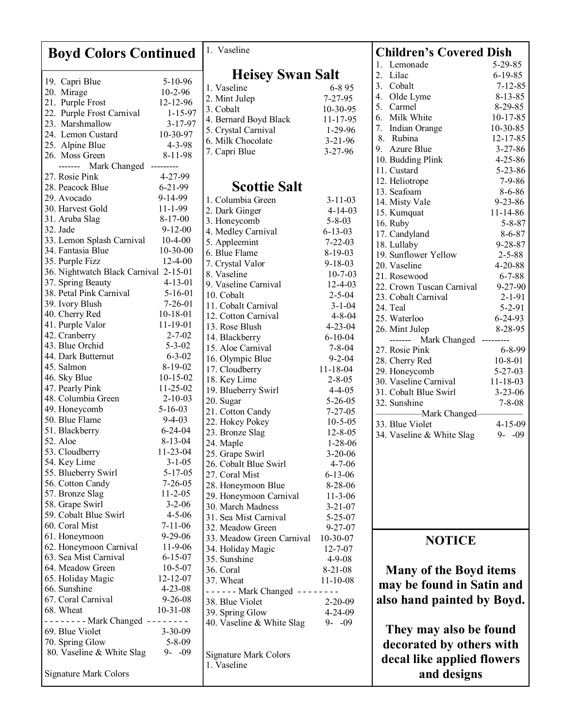## Boyd Colors Continued

| | |
|---|---|
| 19. Capri Blue | 5-10-96 |
| 20. Mirage | 10-2-96 |
| 21. Purple Frost | 12-12-96 |
| 22. Purple Frost Carnival | 1-15-97 |
| 23. Marshmallow | 3-17-97 |
| 24. Lemon Custard | 10-30-97 |
| 25. Alpine Blue | 4-3-98 |
| 26. Moss Green | 8-11-98 |
| ------- Mark Changed --------- | |
| 27. Rosie Pink | 4-27-99 |
| 28. Peacock Blue | 6-21-99 |
| 29. Avocado | 9-14-99 |
| 30. Harvest Gold | 11-1-99 |
| 31. Aruba Slag | 8-17-00 |
| 32. Jade | 9-12-00 |
| 33. Lemon Splash Carnival | 10-4-00 |
| 34. Fantasia Blue | 10-30-00 |
| 35. Purple Fizz | 12-4-00 |
| 36. Nightwatch Black Carnival | 2-15-01 |
| 37. Spring Beauty | 4-13-01 |
| 38. Petal Pink Carnival | 5-16-01 |
| 39. Ivory Blush | 7-26-01 |
| 40. Cherry Red | 10-18-01 |
| 41. Purple Valor | 11-19-01 |
| 42. Cranberry | 2-7-02 |
| 43. Blue Orchid | 5-3-02 |
| 44. Dark Butternut | 6-3-02 |
| 45. Salmon | 8-19-02 |
| 46. Sky Blue | 10-15-02 |
| 47. Pearly Pink | 11-25-02 |
| 48. Columbia Green | 2-10-03 |
| 49. Honeycomb | 5-16-03 |
| 50. Blue Flame | 9-4-03 |
| 51. Blackberry | 6-24-04 |
| 52. Aloe | 8-13-04 |
| 53. Cloudberry | 11-23-04 |
| 54. Key Lime | 3-1-05 |
| 55. Blueberry Swirl | 5-17-05 |
| 56. Cotton Candy | 7-26-05 |
| 57. Bronze Slag | 11-2-05 |
| 58. Grape Swirl | 3-2-06 |
| 59. Cobalt Blue Swirl | 4-5-06 |
| 60. Coral Mist | 7-11-06 |
| 61. Honeymoon | 9-29-06 |
| 62. Honeymoon Carnival | 11-9-06 |
| 63. Sea Mist Carnival | 6-15-07 |
| 64. Meadow Green | 10-5-07 |
| 65. Holiday Magic | 12-12-07 |
| 66. Sunshine | 4-23-08 |
| 67. Coral Carnival | 9-26-08 |
| 68. Wheat | 10-31-08 |
| - - - - - - - - Mark Changed - - - - - - - - | |
| 69. Blue Violet | 3-30-09 |
| 70. Spring Glow | 5-8-09 |
| 80. Vaseline & White Slag | 9- -09 |

Signature Mark Colors
1. Vaseline

## Heisey Swan Salt

| | |
|---|---|
| 1. Vaseline | 6-8 95 |
| 2. Mint Julep | 7-27-95 |
| 3. Cobalt | 10-30-95 |
| 4. Bernard Boyd Black | 11-17-95 |
| 5. Crystal Carnival | 1-29-96 |
| 6. Milk Chocolate | 3-21-96 |
| 7. Capri Blue | 3-27-96 |

## Scottie Salt

| | |
|---|---|
| 1. Columbia Green | 3-11-03 |
| 2. Dark Ginger | 4-14-03 |
| 3. Honeycomb | 5-8-03 |
| 4. Medley Carnival | 6-13-03 |
| 5. Appleemint | 7-22-03 |
| 6. Blue Flame | 8-19-03 |
| 7. Crystal Valor | 9-18-03 |
| 8. Vaseline | 10-7-03 |
| 9. Vaseline Carnival | 12-4-03 |
| 10. Cobalt | 2-5-04 |
| 11. Cobalt Carnival | 3-1-04 |
| 12. Cotton Carnival | 4-8-04 |
| 13. Rose Blush | 4-23-04 |
| 14. Blackberry | 6-10-04 |
| 15. Aloe Carnival | 7-8-04 |
| 16. Olympic Blue | 9-2-04 |
| 17. Cloudberry | 11-18-04 |
| 18. Key Lime | 2-8-05 |
| 19. Blueberry Swirl | 4-4-05 |
| 20. Sugar | 5-26-05 |
| 21. Cotton Candy | 7-27-05 |
| 22. Hokey Pokey | 10-5-05 |
| 23. Bronze Slag | 12-8-05 |
| 24. Maple | 1-28-06 |
| 25. Grape Swirl | 3-20-06 |
| 26. Cobalt Blue Swirl | 4-7-06 |
| 27. Coral Mist | 6-13-06 |
| 28. Honeymoon Blue | 8-28-06 |
| 29. Honeymoon Carnival | 11-3-06 |
| 30. March Madness | 3-21-07 |
| 31. Sea Mist Carnival | 5-25-07 |
| 32. Meadow Green | 9-27-07 |
| 33. Meadow Green Carnival | 10-30-07 |
| 34. Holiday Magic | 12-7-07 |
| 35. Sunshine | 4-9-08 |
| 36. Coral | 8-21-08 |
| 37. Wheat | 11-10-08 |
| - - - - - - Mark Changed - - - - - - - - | |
| 38. Blue Violet | 2-20-09 |
| 39. Spring Glow | 4-24-09 |
| 40. Vaseline & White Slag | 9- -09 |

Signature Mark Colors
1. Vaseline

## Children's Covered Dish

| | |
|---|---|
| 1. Lemonade | 5-29-85 |
| 2. Lilac | 6-19-85 |
| 3. Cobalt | 7-12-85 |
| 4. Olde Lyme | 8-13-85 |
| 5. Carmel | 8-29-85 |
| 6. Milk White | 10-17-85 |
| 7. Indian Orange | 10-30-85 |
| 8. Rubina | 12-17-85 |
| 9. Azure Blue | 3-27-86 |
| 10. Budding Plink | 4-25-86 |
| 11. Custard | 5-23-86 |
| 12. Heliotrope | 7-9-86 |
| 13. Seafoam | 8-6-86 |
| 14. Misty Vale | 9-23-86 |
| 15. Kumquat | 11-14-86 |
| 16. Ruby | 5-8-87 |
| 17. Candyland | 8-6-87 |
| 18. Lullaby | 9-28-87 |
| 19. Sunflower Yellow | 2-5-88 |
| 20. Vaseline | 4-20-88 |
| 21. Rosewood | 6-7-88 |
| 22. Crown Tuscan Carnival | 9-27-90 |
| 23. Cobalt Carnival | 2-1-91 |
| 24. Teal | 5-2-91 |
| 25. Waterloo | 6-24-93 |
| 26. Mint Julep | 8-28-95 |
| ------- Mark Changed --------- | |
| 27. Rosie Pink | 6-8-99 |
| 28. Cherry Red | 10-8-01 |
| 29. Honeycomb | 5-27-03 |
| 30. Vaseline Carnival | 11-18-03 |
| 31. Cobalt Blue Swirl | 3-23-06 |
| 32. Sunshine | 7-8-08 |
| Mark Changed | |
| 33. Blue Violet | 4-15-09 |
| 34. Vaseline & White Slag | 9- -09 |

## NOTICE

**Many of the Boyd items may be found in Satin and also hand painted by Boyd.**

**They may also be found decorated by others with decal like applied flowers and designs**